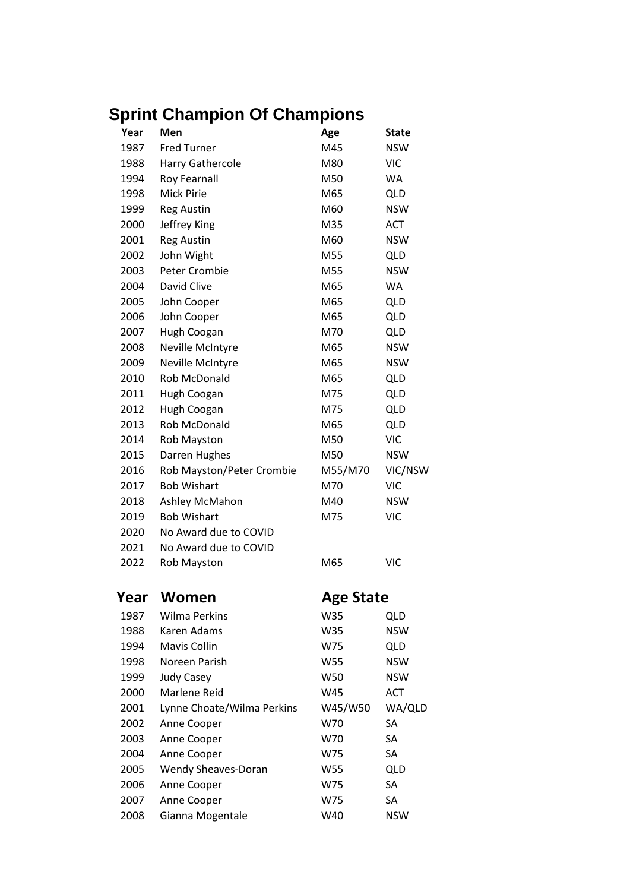# Sprint Champion Of Champions

| Year | Men | Age | State |
|---|---|---|---|
| 1987 | Fred Turner | M45 | NSW |
| 1988 | Harry Gathercole | M80 | VIC |
| 1994 | Roy Fearnall | M50 | WA |
| 1998 | Mick Pirie | M65 | QLD |
| 1999 | Reg Austin | M60 | NSW |
| 2000 | Jeffrey King | M35 | ACT |
| 2001 | Reg Austin | M60 | NSW |
| 2002 | John Wight | M55 | QLD |
| 2003 | Peter Crombie | M55 | NSW |
| 2004 | David Clive | M65 | WA |
| 2005 | John Cooper | M65 | QLD |
| 2006 | John Cooper | M65 | QLD |
| 2007 | Hugh Coogan | M70 | QLD |
| 2008 | Neville McIntyre | M65 | NSW |
| 2009 | Neville McIntyre | M65 | NSW |
| 2010 | Rob McDonald | M65 | QLD |
| 2011 | Hugh Coogan | M75 | QLD |
| 2012 | Hugh Coogan | M75 | QLD |
| 2013 | Rob McDonald | M65 | QLD |
| 2014 | Rob Mayston | M50 | VIC |
| 2015 | Darren Hughes | M50 | NSW |
| 2016 | Rob Mayston/Peter Crombie | M55/M70 | VIC/NSW |
| 2017 | Bob Wishart | M70 | VIC |
| 2018 | Ashley McMahon | M40 | NSW |
| 2019 | Bob Wishart | M75 | VIC |
| 2020 | No Award due to COVID | | |
| 2021 | No Award due to COVID | | |
| 2022 | Rob Mayston | M65 | VIC |

| Year | Women | Age | State |
|---|---|---|---|
| 1987 | Wilma Perkins | W35 | QLD |
| 1988 | Karen Adams | W35 | NSW |
| 1994 | Mavis Collin | W75 | QLD |
| 1998 | Noreen Parish | W55 | NSW |
| 1999 | Judy Casey | W50 | NSW |
| 2000 | Marlene Reid | W45 | ACT |
| 2001 | Lynne Choate/Wilma Perkins | W45/W50 | WA/QLD |
| 2002 | Anne Cooper | W70 | SA |
| 2003 | Anne Cooper | W70 | SA |
| 2004 | Anne Cooper | W75 | SA |
| 2005 | Wendy Sheaves-Doran | W55 | QLD |
| 2006 | Anne Cooper | W75 | SA |
| 2007 | Anne Cooper | W75 | SA |
| 2008 | Gianna Mogentale | W40 | NSW |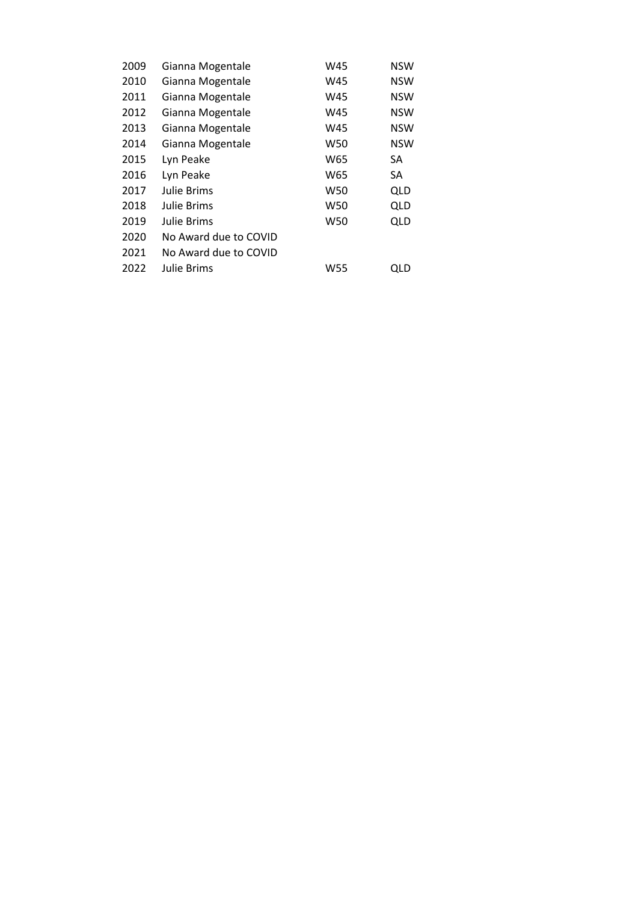| | | | |
|---|---|---|---|
| 2009 | Gianna Mogentale | W45 | NSW |
| 2010 | Gianna Mogentale | W45 | NSW |
| 2011 | Gianna Mogentale | W45 | NSW |
| 2012 | Gianna Mogentale | W45 | NSW |
| 2013 | Gianna Mogentale | W45 | NSW |
| 2014 | Gianna Mogentale | W50 | NSW |
| 2015 | Lyn Peake | W65 | SA |
| 2016 | Lyn Peake | W65 | SA |
| 2017 | Julie Brims | W50 | QLD |
| 2018 | Julie Brims | W50 | QLD |
| 2019 | Julie Brims | W50 | QLD |
| 2020 | No Award due to COVID | | |
| 2021 | No Award due to COVID | | |
| 2022 | Julie Brims | W55 | QLD |